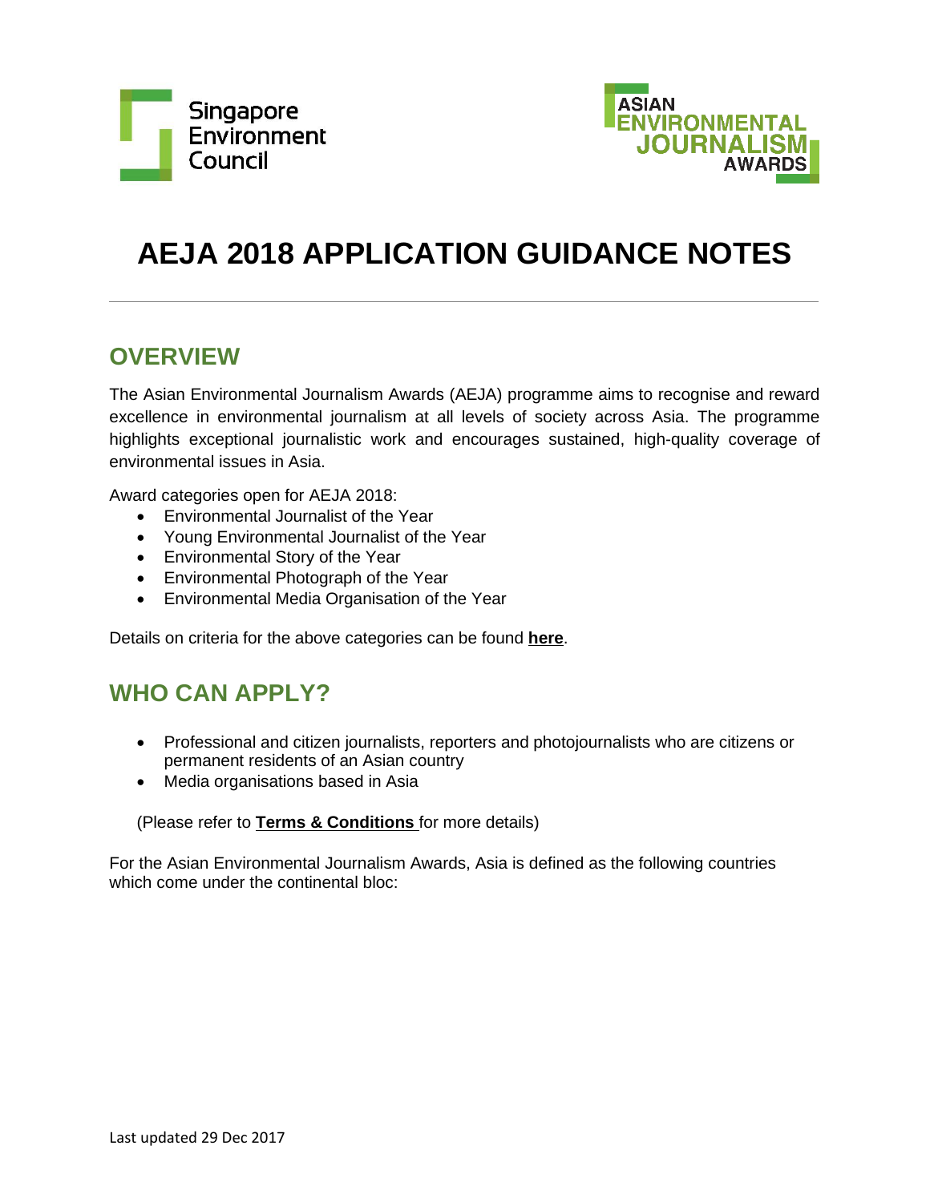Singapore Environment Council

ASIAN ENVIRONMENTAL JOURNALISM AWARDS

# AEJA 2018 APPLICATION GUIDANCE NOTES

---

## OVERVIEW

The Asian Environmental Journalism Awards (AEJA) programme aims to recognise and reward excellence in environmental journalism at all levels of society across Asia. The programme highlights exceptional journalistic work and encourages sustained, high-quality coverage of environmental issues in Asia.

Award categories open for AEJA 2018:

- Environmental Journalist of the Year
- Young Environmental Journalist of the Year
- Environmental Story of the Year
- Environmental Photograph of the Year
- Environmental Media Organisation of the Year

Details on criteria for the above categories can be found **here**.

## WHO CAN APPLY?

- Professional and citizen journalists, reporters and photojournalists who are citizens or permanent residents of an Asian country
- Media organisations based in Asia

(Please refer to **Terms & Conditions** for more details)

For the Asian Environmental Journalism Awards, Asia is defined as the following countries which come under the continental bloc:

Last updated 29 Dec 2017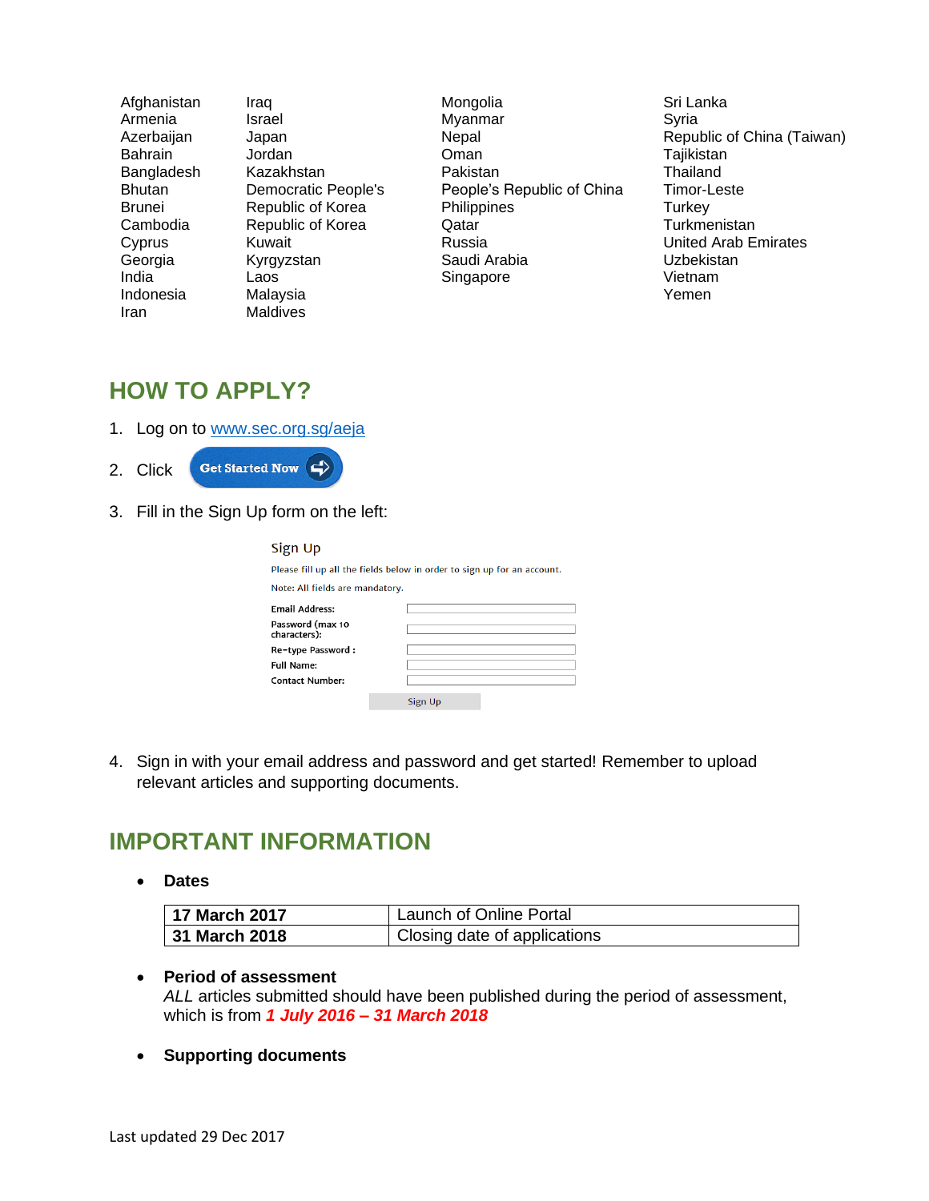Afghanistan
Armenia
Azerbaijan
Bahrain
Bangladesh
Bhutan
Brunei
Cambodia
Cyprus
Georgia
India
Indonesia
Iran
Iraq
Israel
Japan
Jordan
Kazakhstan
Democratic People's Republic of Korea
Republic of Korea
Kuwait
Kyrgyzstan
Laos
Malaysia
Maldives
Mongolia
Myanmar
Nepal
Oman
Pakistan
People's Republic of China
Philippines
Qatar
Russia
Saudi Arabia
Singapore
Sri Lanka
Syria
Republic of China (Taiwan)
Tajikistan
Thailand
Timor-Leste
Turkey
Turkmenistan
United Arab Emirates
Uzbekistan
Vietnam
Yemen

## HOW TO APPLY?

1. Log on to [www.sec.org.sg/aeja](http://www.sec.org.sg/aeja)
2. Click **Get Started Now**
3. Fill in the Sign Up form on the left:

   Sign Up

   Please fill up all the fields below in order to sign up for an account.

   Note: All fields are mandatory.

   - Email Address:
   - Password (max 10 characters):
   - Re-type Password :
   - Full Name:
   - Contact Number:

   Sign Up

4. Sign in with your email address and password and get started! Remember to upload relevant articles and supporting documents.

## IMPORTANT INFORMATION

- **Dates**

| | |
|---|---|
| **17 March 2017** | Launch of Online Portal |
| **31 March 2018** | Closing date of applications |

- **Period of assessment**
  *ALL* articles submitted should have been published during the period of assessment, which is from ***1 July 2016 – 31 March 2018***

- **Supporting documents**

Last updated 29 Dec 2017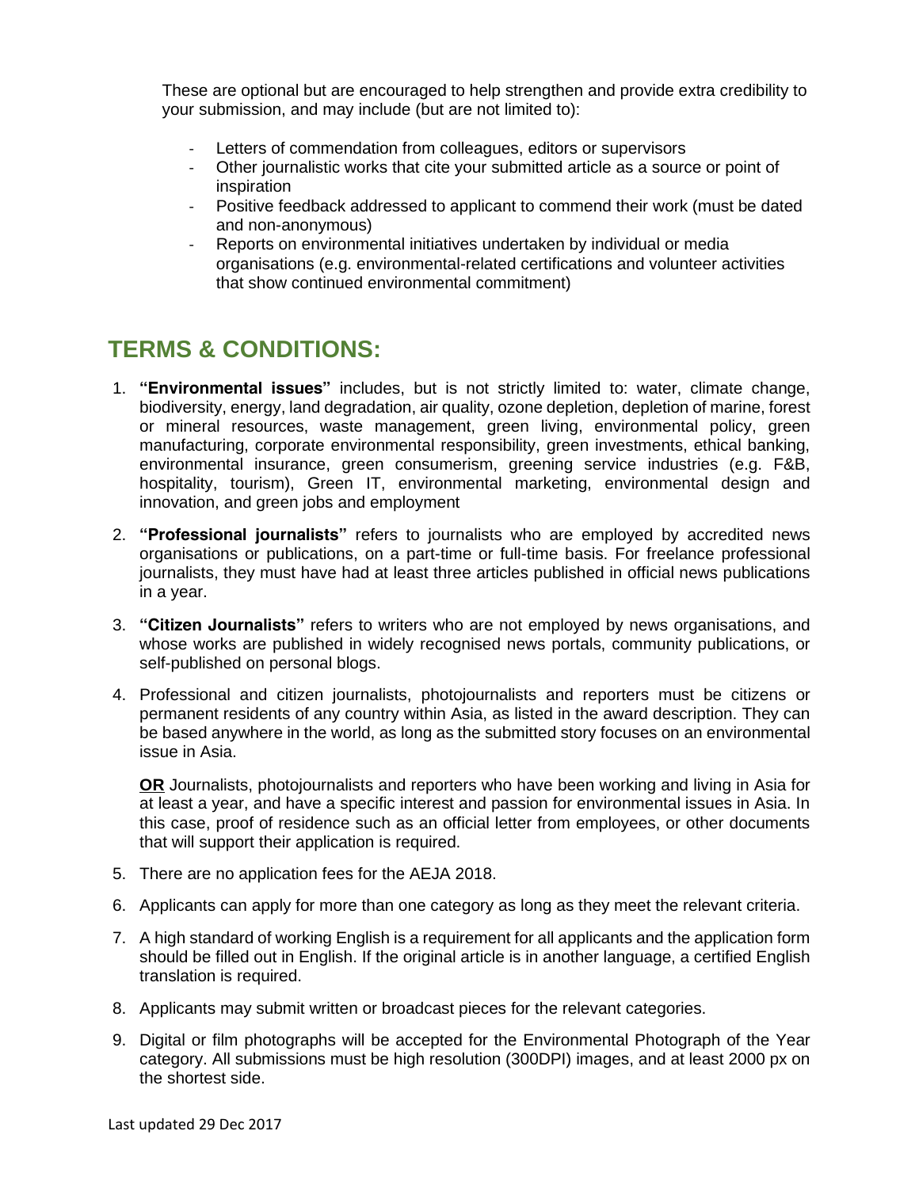These are optional but are encouraged to help strengthen and provide extra credibility to your submission, and may include (but are not limited to):

- Letters of commendation from colleagues, editors or supervisors
- Other journalistic works that cite your submitted article as a source or point of inspiration
- Positive feedback addressed to applicant to commend their work (must be dated and non-anonymous)
- Reports on environmental initiatives undertaken by individual or media organisations (e.g. environmental-related certifications and volunteer activities that show continued environmental commitment)

## TERMS & CONDITIONS:

1. **"Environmental issues"** includes, but is not strictly limited to: water, climate change, biodiversity, energy, land degradation, air quality, ozone depletion, depletion of marine, forest or mineral resources, waste management, green living, environmental policy, green manufacturing, corporate environmental responsibility, green investments, ethical banking, environmental insurance, green consumerism, greening service industries (e.g. F&B, hospitality, tourism), Green IT, environmental marketing, environmental design and innovation, and green jobs and employment

2. **"Professional journalists"** refers to journalists who are employed by accredited news organisations or publications, on a part-time or full-time basis. For freelance professional journalists, they must have had at least three articles published in official news publications in a year.

3. **"Citizen Journalists"** refers to writers who are not employed by news organisations, and whose works are published in widely recognised news portals, community publications, or self-published on personal blogs.

4. Professional and citizen journalists, photojournalists and reporters must be citizens or permanent residents of any country within Asia, as listed in the award description. They can be based anywhere in the world, as long as the submitted story focuses on an environmental issue in Asia.

   **OR** Journalists, photojournalists and reporters who have been working and living in Asia for at least a year, and have a specific interest and passion for environmental issues in Asia. In this case, proof of residence such as an official letter from employees, or other documents that will support their application is required.

5. There are no application fees for the AEJA 2018.

6. Applicants can apply for more than one category as long as they meet the relevant criteria.

7. A high standard of working English is a requirement for all applicants and the application form should be filled out in English. If the original article is in another language, a certified English translation is required.

8. Applicants may submit written or broadcast pieces for the relevant categories.

9. Digital or film photographs will be accepted for the Environmental Photograph of the Year category. All submissions must be high resolution (300DPI) images, and at least 2000 px on the shortest side.

Last updated 29 Dec 2017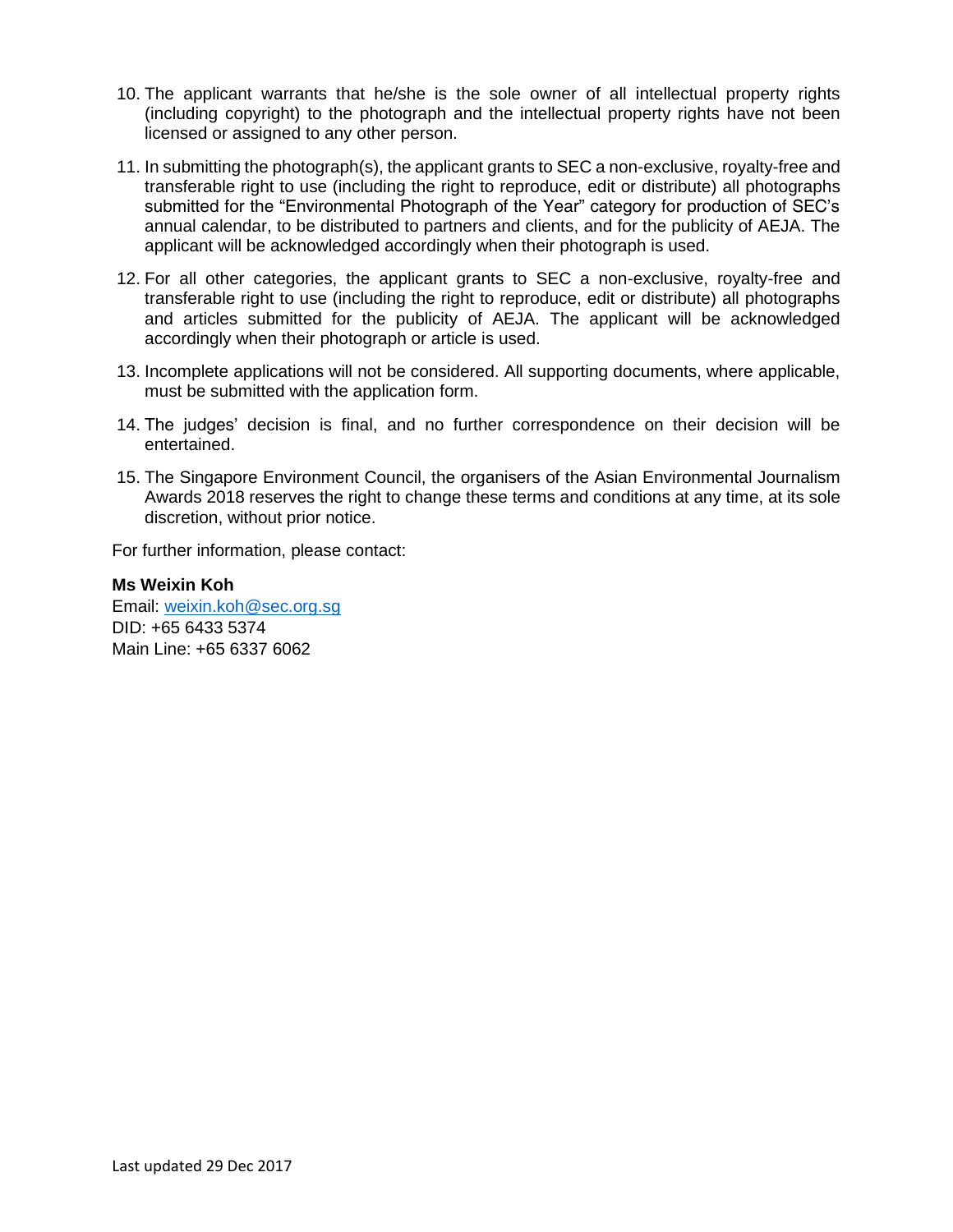10. The applicant warrants that he/she is the sole owner of all intellectual property rights (including copyright) to the photograph and the intellectual property rights have not been licensed or assigned to any other person.

11. In submitting the photograph(s), the applicant grants to SEC a non-exclusive, royalty-free and transferable right to use (including the right to reproduce, edit or distribute) all photographs submitted for the "Environmental Photograph of the Year" category for production of SEC's annual calendar, to be distributed to partners and clients, and for the publicity of AEJA. The applicant will be acknowledged accordingly when their photograph is used.

12. For all other categories, the applicant grants to SEC a non-exclusive, royalty-free and transferable right to use (including the right to reproduce, edit or distribute) all photographs and articles submitted for the publicity of AEJA. The applicant will be acknowledged accordingly when their photograph or article is used.

13. Incomplete applications will not be considered. All supporting documents, where applicable, must be submitted with the application form.

14. The judges' decision is final, and no further correspondence on their decision will be entertained.

15. The Singapore Environment Council, the organisers of the Asian Environmental Journalism Awards 2018 reserves the right to change these terms and conditions at any time, at its sole discretion, without prior notice.

For further information, please contact:

**Ms Weixin Koh**
Email: weixin.koh@sec.org.sg
DID: +65 6433 5374
Main Line: +65 6337 6062

Last updated 29 Dec 2017